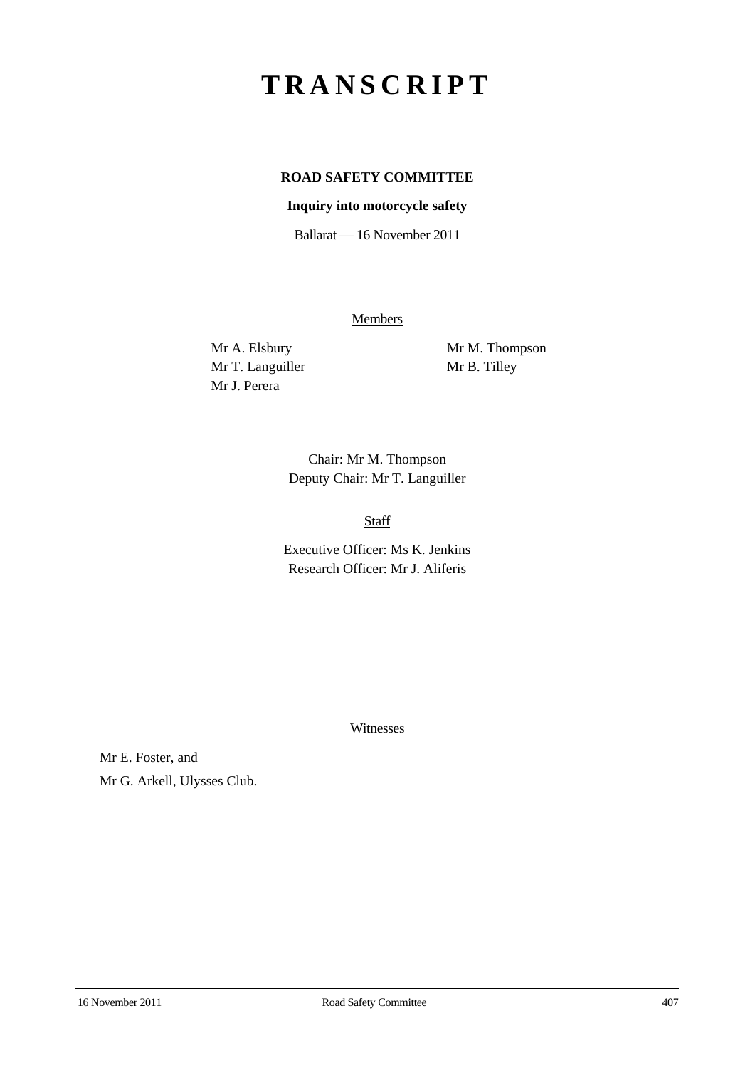# TRANSCRIPT

**ROAD SAFETY COMMITTEE**

**Inquiry into motorcycle safety**

Ballarat — 16 November 2011

Members

Mr A. Elsbury
Mr T. Languiller
Mr J. Perera
Mr M. Thompson
Mr B. Tilley

Chair: Mr M. Thompson
Deputy Chair: Mr T. Languiller

Staff

Executive Officer: Ms K. Jenkins
Research Officer: Mr J. Aliferis

Witnesses

Mr E. Foster, and

Mr G. Arkell, Ulysses Club.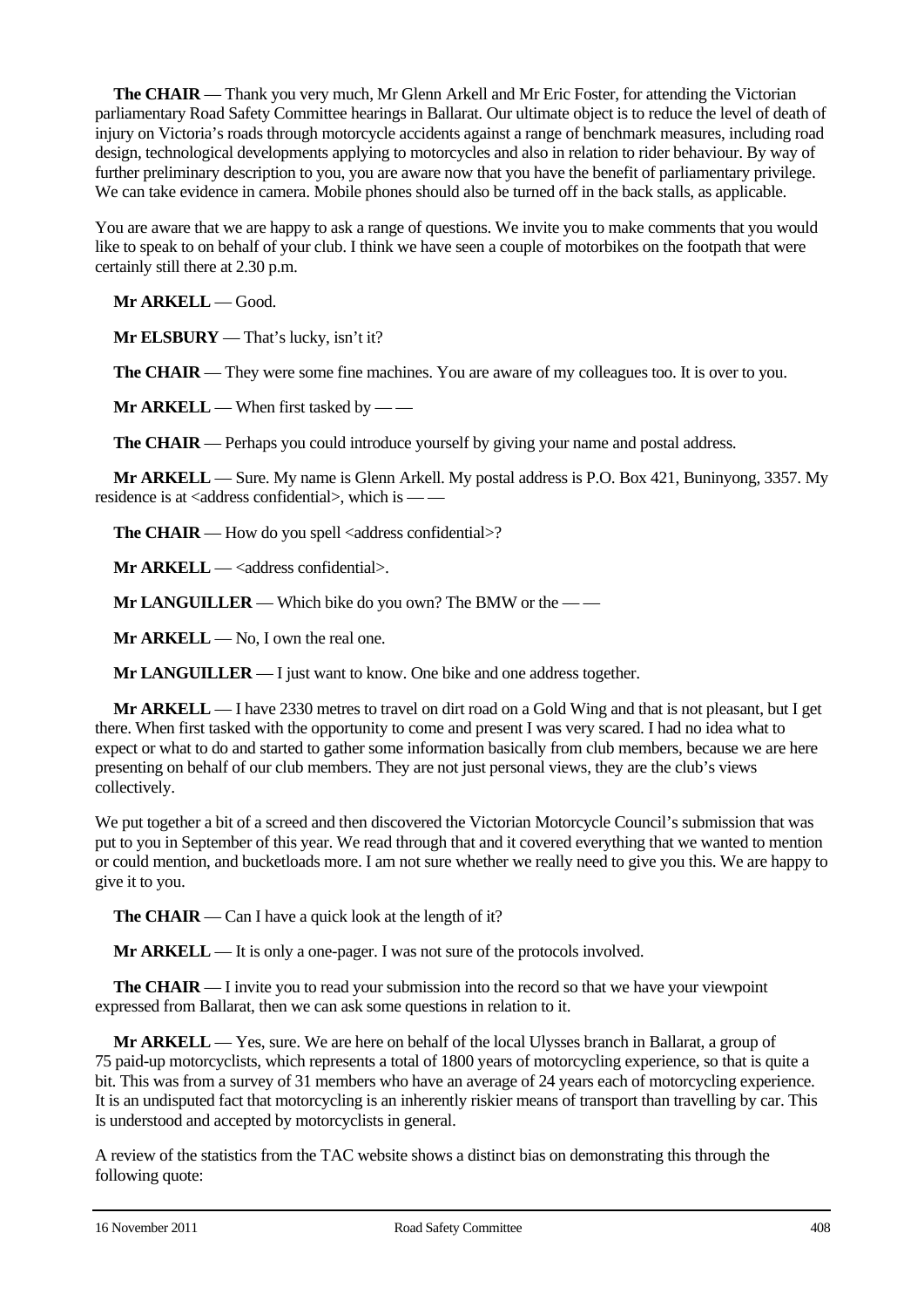**The CHAIR** — Thank you very much, Mr Glenn Arkell and Mr Eric Foster, for attending the Victorian parliamentary Road Safety Committee hearings in Ballarat. Our ultimate object is to reduce the level of death of injury on Victoria's roads through motorcycle accidents against a range of benchmark measures, including road design, technological developments applying to motorcycles and also in relation to rider behaviour. By way of further preliminary description to you, you are aware now that you have the benefit of parliamentary privilege. We can take evidence in camera. Mobile phones should also be turned off in the back stalls, as applicable.

You are aware that we are happy to ask a range of questions. We invite you to make comments that you would like to speak to on behalf of your club. I think we have seen a couple of motorbikes on the footpath that were certainly still there at 2.30 p.m.

**Mr ARKELL** — Good.

**Mr ELSBURY** — That's lucky, isn't it?

**The CHAIR** — They were some fine machines. You are aware of my colleagues too. It is over to you.

**Mr ARKELL** — When first tasked by — —

**The CHAIR** — Perhaps you could introduce yourself by giving your name and postal address.

**Mr ARKELL** — Sure. My name is Glenn Arkell. My postal address is P.O. Box 421, Buninyong, 3357. My residence is at <address confidential>, which is — —

**The CHAIR** — How do you spell <address confidential>?

**Mr ARKELL** — <address confidential>.

**Mr LANGUILLER** — Which bike do you own? The BMW or the — —

**Mr ARKELL** — No, I own the real one.

**Mr LANGUILLER** — I just want to know. One bike and one address together.

**Mr ARKELL** — I have 2330 metres to travel on dirt road on a Gold Wing and that is not pleasant, but I get there. When first tasked with the opportunity to come and present I was very scared. I had no idea what to expect or what to do and started to gather some information basically from club members, because we are here presenting on behalf of our club members. They are not just personal views, they are the club's views collectively.

We put together a bit of a screed and then discovered the Victorian Motorcycle Council's submission that was put to you in September of this year. We read through that and it covered everything that we wanted to mention or could mention, and bucketloads more. I am not sure whether we really need to give you this. We are happy to give it to you.

**The CHAIR** — Can I have a quick look at the length of it?

**Mr ARKELL** — It is only a one-pager. I was not sure of the protocols involved.

**The CHAIR** — I invite you to read your submission into the record so that we have your viewpoint expressed from Ballarat, then we can ask some questions in relation to it.

**Mr ARKELL** — Yes, sure. We are here on behalf of the local Ulysses branch in Ballarat, a group of 75 paid-up motorcyclists, which represents a total of 1800 years of motorcycling experience, so that is quite a bit. This was from a survey of 31 members who have an average of 24 years each of motorcycling experience. It is an undisputed fact that motorcycling is an inherently riskier means of transport than travelling by car. This is understood and accepted by motorcyclists in general.

A review of the statistics from the TAC website shows a distinct bias on demonstrating this through the following quote: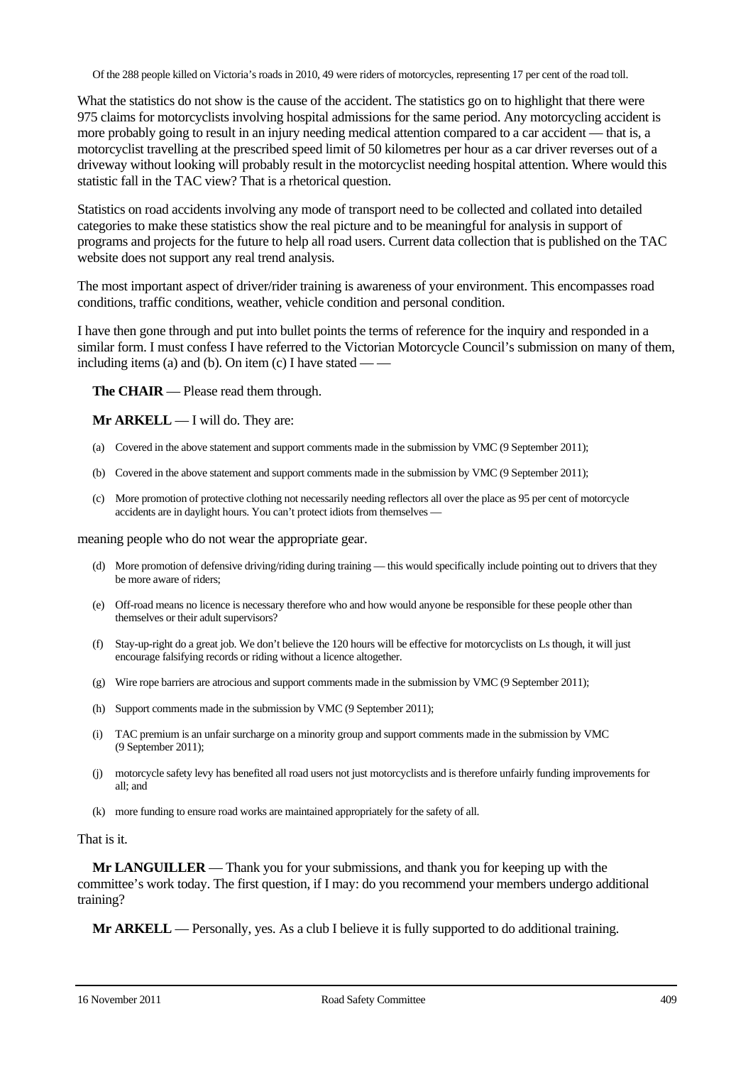> Of the 288 people killed on Victoria's roads in 2010, 49 were riders of motorcycles, representing 17 per cent of the road toll.

What the statistics do not show is the cause of the accident. The statistics go on to highlight that there were 975 claims for motorcyclists involving hospital admissions for the same period. Any motorcycling accident is more probably going to result in an injury needing medical attention compared to a car accident — that is, a motorcyclist travelling at the prescribed speed limit of 50 kilometres per hour as a car driver reverses out of a driveway without looking will probably result in the motorcyclist needing hospital attention. Where would this statistic fall in the TAC view? That is a rhetorical question.

Statistics on road accidents involving any mode of transport need to be collected and collated into detailed categories to make these statistics show the real picture and to be meaningful for analysis in support of programs and projects for the future to help all road users. Current data collection that is published on the TAC website does not support any real trend analysis.

The most important aspect of driver/rider training is awareness of your environment. This encompasses road conditions, traffic conditions, weather, vehicle condition and personal condition.

I have then gone through and put into bullet points the terms of reference for the inquiry and responded in a similar form. I must confess I have referred to the Victorian Motorcycle Council's submission on many of them, including items (a) and (b). On item (c) I have stated — —

**The CHAIR** — Please read them through.

**Mr ARKELL** — I will do. They are:

> (a) Covered in the above statement and support comments made in the submission by VMC (9 September 2011);
>
> (b) Covered in the above statement and support comments made in the submission by VMC (9 September 2011);
>
> (c) More promotion of protective clothing not necessarily needing reflectors all over the place as 95 per cent of motorcycle accidents are in daylight hours. You can't protect idiots from themselves —

meaning people who do not wear the appropriate gear.

> (d) More promotion of defensive driving/riding during training — this would specifically include pointing out to drivers that they be more aware of riders;
>
> (e) Off-road means no licence is necessary therefore who and how would anyone be responsible for these people other than themselves or their adult supervisors?
>
> (f) Stay-up-right do a great job. We don't believe the 120 hours will be effective for motorcyclists on Ls though, it will just encourage falsifying records or riding without a licence altogether.
>
> (g) Wire rope barriers are atrocious and support comments made in the submission by VMC (9 September 2011);
>
> (h) Support comments made in the submission by VMC (9 September 2011);
>
> (i) TAC premium is an unfair surcharge on a minority group and support comments made in the submission by VMC (9 September 2011);
>
> (j) motorcycle safety levy has benefited all road users not just motorcyclists and is therefore unfairly funding improvements for all; and
>
> (k) more funding to ensure road works are maintained appropriately for the safety of all.

That is it.

**Mr LANGUILLER** — Thank you for your submissions, and thank you for keeping up with the committee's work today. The first question, if I may: do you recommend your members undergo additional training?

**Mr ARKELL** — Personally, yes. As a club I believe it is fully supported to do additional training.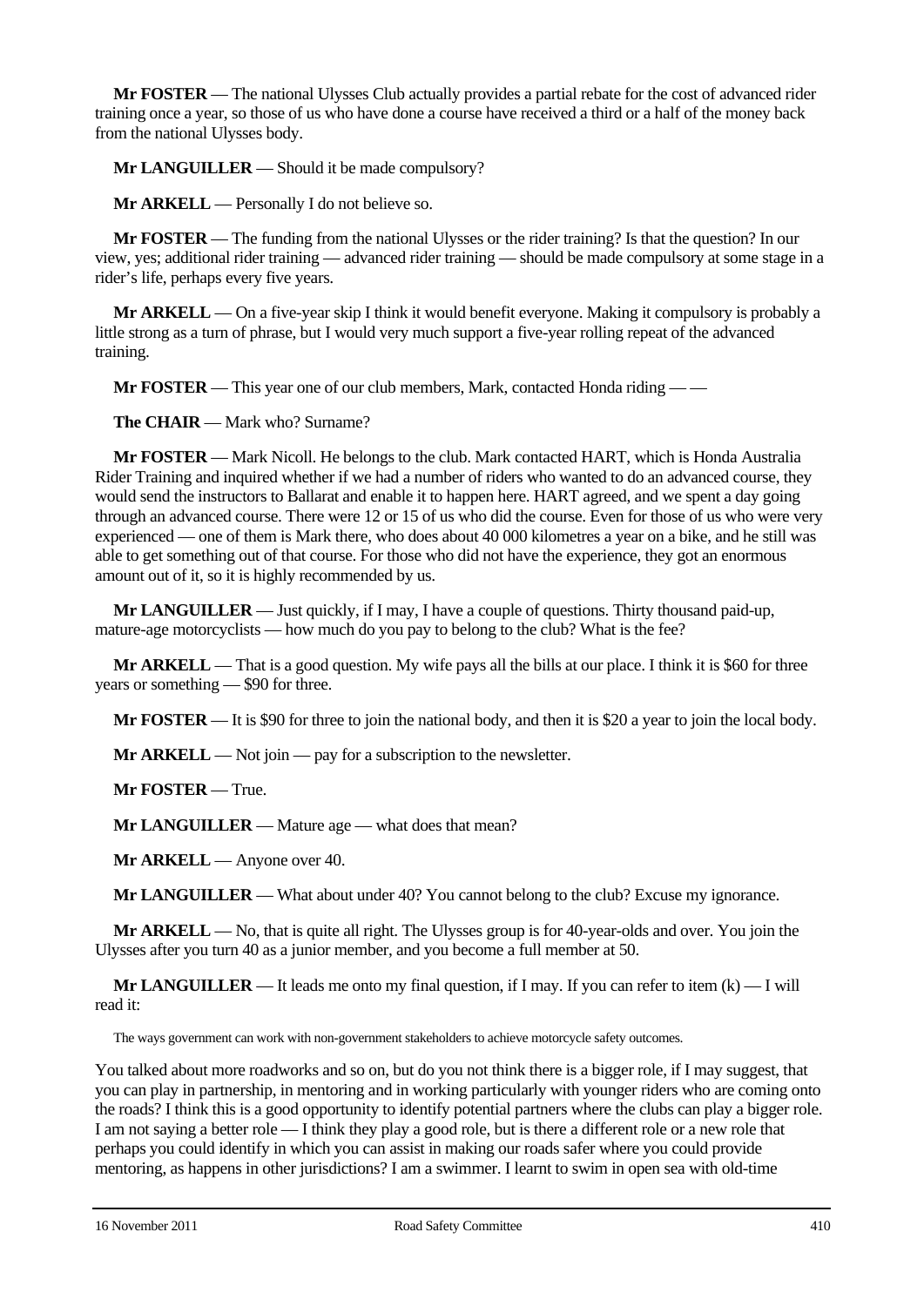**Mr FOSTER** — The national Ulysses Club actually provides a partial rebate for the cost of advanced rider training once a year, so those of us who have done a course have received a third or a half of the money back from the national Ulysses body.

**Mr LANGUILLER** — Should it be made compulsory?

**Mr ARKELL** — Personally I do not believe so.

**Mr FOSTER** — The funding from the national Ulysses or the rider training? Is that the question? In our view, yes; additional rider training — advanced rider training — should be made compulsory at some stage in a rider's life, perhaps every five years.

**Mr ARKELL** — On a five-year skip I think it would benefit everyone. Making it compulsory is probably a little strong as a turn of phrase, but I would very much support a five-year rolling repeat of the advanced training.

**Mr FOSTER** — This year one of our club members, Mark, contacted Honda riding — —

**The CHAIR** — Mark who? Surname?

**Mr FOSTER** — Mark Nicoll. He belongs to the club. Mark contacted HART, which is Honda Australia Rider Training and inquired whether if we had a number of riders who wanted to do an advanced course, they would send the instructors to Ballarat and enable it to happen here. HART agreed, and we spent a day going through an advanced course. There were 12 or 15 of us who did the course. Even for those of us who were very experienced — one of them is Mark there, who does about 40 000 kilometres a year on a bike, and he still was able to get something out of that course. For those who did not have the experience, they got an enormous amount out of it, so it is highly recommended by us.

**Mr LANGUILLER** — Just quickly, if I may, I have a couple of questions. Thirty thousand paid-up, mature-age motorcyclists — how much do you pay to belong to the club? What is the fee?

**Mr ARKELL** — That is a good question. My wife pays all the bills at our place. I think it is $60 for three years or something — $90 for three.

**Mr FOSTER** — It is $90 for three to join the national body, and then it is $20 a year to join the local body.

**Mr ARKELL** — Not join — pay for a subscription to the newsletter.

**Mr FOSTER** — True.

**Mr LANGUILLER** — Mature age — what does that mean?

**Mr ARKELL** — Anyone over 40.

**Mr LANGUILLER** — What about under 40? You cannot belong to the club? Excuse my ignorance.

**Mr ARKELL** — No, that is quite all right. The Ulysses group is for 40-year-olds and over. You join the Ulysses after you turn 40 as a junior member, and you become a full member at 50.

**Mr LANGUILLER** — It leads me onto my final question, if I may. If you can refer to item (k) — I will read it:

> The ways government can work with non-government stakeholders to achieve motorcycle safety outcomes.

You talked about more roadworks and so on, but do you not think there is a bigger role, if I may suggest, that you can play in partnership, in mentoring and in working particularly with younger riders who are coming onto the roads? I think this is a good opportunity to identify potential partners where the clubs can play a bigger role. I am not saying a better role — I think they play a good role, but is there a different role or a new role that perhaps you could identify in which you can assist in making our roads safer where you could provide mentoring, as happens in other jurisdictions? I am a swimmer. I learnt to swim in open sea with old-time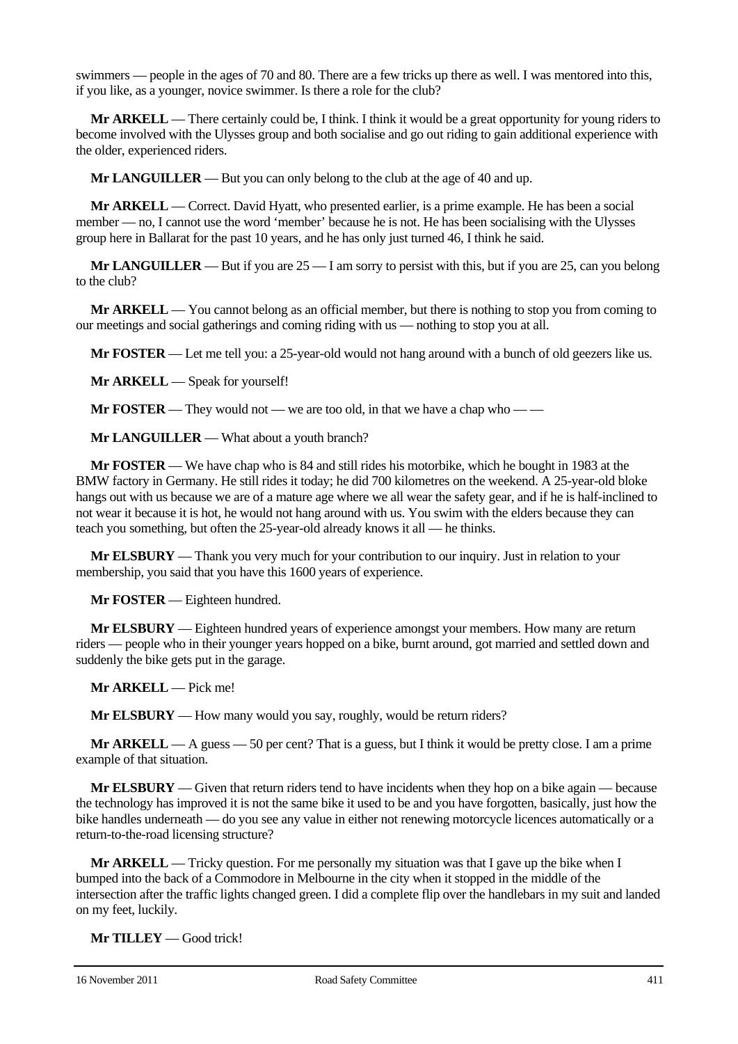swimmers — people in the ages of 70 and 80. There are a few tricks up there as well. I was mentored into this, if you like, as a younger, novice swimmer. Is there a role for the club?

**Mr ARKELL** — There certainly could be, I think. I think it would be a great opportunity for young riders to become involved with the Ulysses group and both socialise and go out riding to gain additional experience with the older, experienced riders.

**Mr LANGUILLER** — But you can only belong to the club at the age of 40 and up.

**Mr ARKELL** — Correct. David Hyatt, who presented earlier, is a prime example. He has been a social member — no, I cannot use the word 'member' because he is not. He has been socialising with the Ulysses group here in Ballarat for the past 10 years, and he has only just turned 46, I think he said.

**Mr LANGUILLER** — But if you are 25 — I am sorry to persist with this, but if you are 25, can you belong to the club?

**Mr ARKELL** — You cannot belong as an official member, but there is nothing to stop you from coming to our meetings and social gatherings and coming riding with us — nothing to stop you at all.

**Mr FOSTER** — Let me tell you: a 25-year-old would not hang around with a bunch of old geezers like us.

**Mr ARKELL** — Speak for yourself!

**Mr FOSTER** — They would not — we are too old, in that we have a chap who — —

**Mr LANGUILLER** — What about a youth branch?

**Mr FOSTER** — We have chap who is 84 and still rides his motorbike, which he bought in 1983 at the BMW factory in Germany. He still rides it today; he did 700 kilometres on the weekend. A 25-year-old bloke hangs out with us because we are of a mature age where we all wear the safety gear, and if he is half-inclined to not wear it because it is hot, he would not hang around with us. You swim with the elders because they can teach you something, but often the 25-year-old already knows it all — he thinks.

**Mr ELSBURY** — Thank you very much for your contribution to our inquiry. Just in relation to your membership, you said that you have this 1600 years of experience.

**Mr FOSTER** — Eighteen hundred.

**Mr ELSBURY** — Eighteen hundred years of experience amongst your members. How many are return riders — people who in their younger years hopped on a bike, burnt around, got married and settled down and suddenly the bike gets put in the garage.

**Mr ARKELL** — Pick me!

**Mr ELSBURY** — How many would you say, roughly, would be return riders?

**Mr ARKELL** — A guess — 50 per cent? That is a guess, but I think it would be pretty close. I am a prime example of that situation.

**Mr ELSBURY** — Given that return riders tend to have incidents when they hop on a bike again — because the technology has improved it is not the same bike it used to be and you have forgotten, basically, just how the bike handles underneath — do you see any value in either not renewing motorcycle licences automatically or a return-to-the-road licensing structure?

**Mr ARKELL** — Tricky question. For me personally my situation was that I gave up the bike when I bumped into the back of a Commodore in Melbourne in the city when it stopped in the middle of the intersection after the traffic lights changed green. I did a complete flip over the handlebars in my suit and landed on my feet, luckily.

**Mr TILLEY** — Good trick!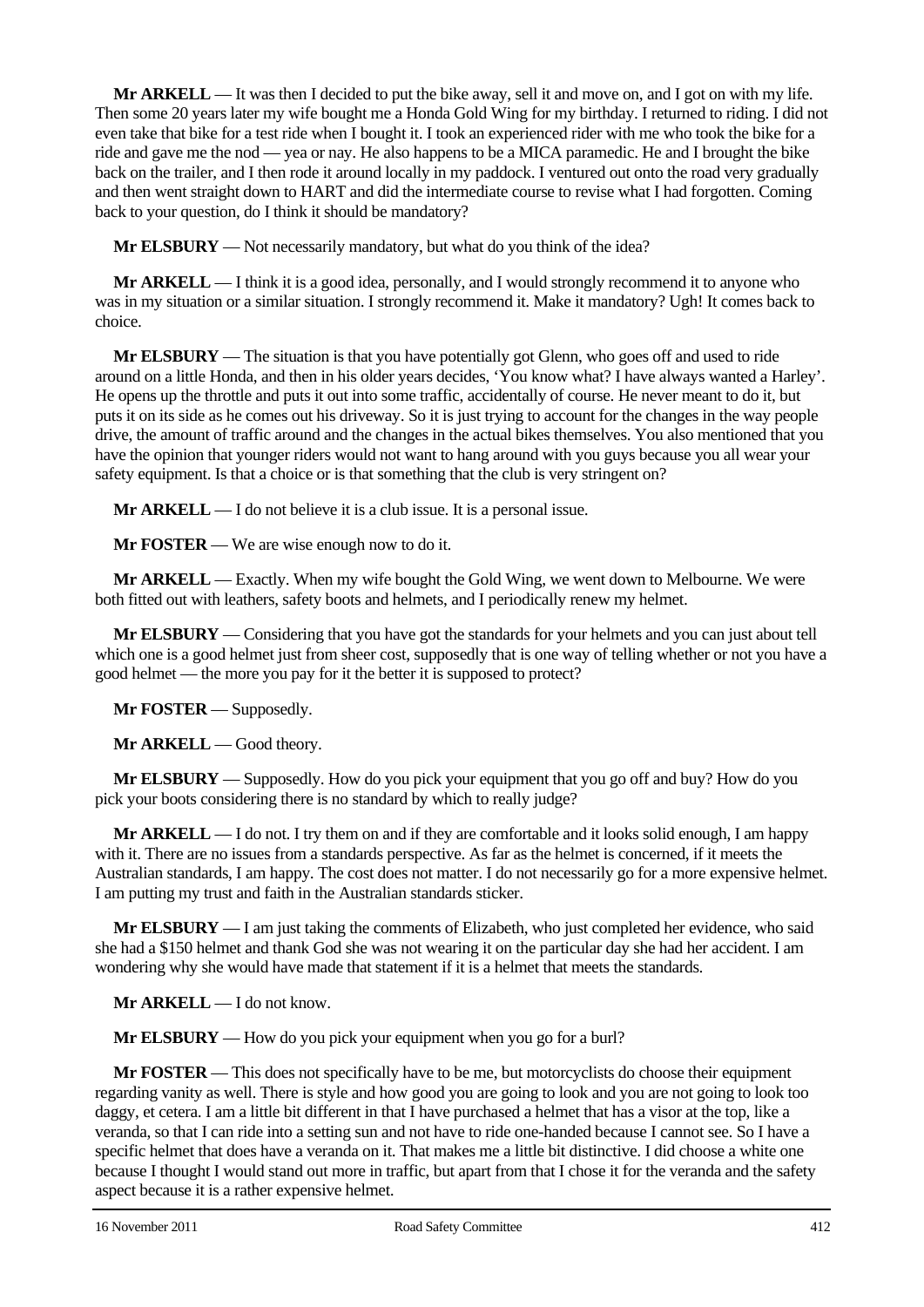**Mr ARKELL** — It was then I decided to put the bike away, sell it and move on, and I got on with my life. Then some 20 years later my wife bought me a Honda Gold Wing for my birthday. I returned to riding. I did not even take that bike for a test ride when I bought it. I took an experienced rider with me who took the bike for a ride and gave me the nod — yea or nay. He also happens to be a MICA paramedic. He and I brought the bike back on the trailer, and I then rode it around locally in my paddock. I ventured out onto the road very gradually and then went straight down to HART and did the intermediate course to revise what I had forgotten. Coming back to your question, do I think it should be mandatory?

**Mr ELSBURY** — Not necessarily mandatory, but what do you think of the idea?

**Mr ARKELL** — I think it is a good idea, personally, and I would strongly recommend it to anyone who was in my situation or a similar situation. I strongly recommend it. Make it mandatory? Ugh! It comes back to choice.

**Mr ELSBURY** — The situation is that you have potentially got Glenn, who goes off and used to ride around on a little Honda, and then in his older years decides, 'You know what? I have always wanted a Harley'. He opens up the throttle and puts it out into some traffic, accidentally of course. He never meant to do it, but puts it on its side as he comes out his driveway. So it is just trying to account for the changes in the way people drive, the amount of traffic around and the changes in the actual bikes themselves. You also mentioned that you have the opinion that younger riders would not want to hang around with you guys because you all wear your safety equipment. Is that a choice or is that something that the club is very stringent on?

**Mr ARKELL** — I do not believe it is a club issue. It is a personal issue.

**Mr FOSTER** — We are wise enough now to do it.

**Mr ARKELL** — Exactly. When my wife bought the Gold Wing, we went down to Melbourne. We were both fitted out with leathers, safety boots and helmets, and I periodically renew my helmet.

**Mr ELSBURY** — Considering that you have got the standards for your helmets and you can just about tell which one is a good helmet just from sheer cost, supposedly that is one way of telling whether or not you have a good helmet — the more you pay for it the better it is supposed to protect?

**Mr FOSTER** — Supposedly.

**Mr ARKELL** — Good theory.

**Mr ELSBURY** — Supposedly. How do you pick your equipment that you go off and buy? How do you pick your boots considering there is no standard by which to really judge?

**Mr ARKELL** — I do not. I try them on and if they are comfortable and it looks solid enough, I am happy with it. There are no issues from a standards perspective. As far as the helmet is concerned, if it meets the Australian standards, I am happy. The cost does not matter. I do not necessarily go for a more expensive helmet. I am putting my trust and faith in the Australian standards sticker.

**Mr ELSBURY** — I am just taking the comments of Elizabeth, who just completed her evidence, who said she had a $150 helmet and thank God she was not wearing it on the particular day she had her accident. I am wondering why she would have made that statement if it is a helmet that meets the standards.

**Mr ARKELL** — I do not know.

**Mr ELSBURY** — How do you pick your equipment when you go for a burl?

**Mr FOSTER** — This does not specifically have to be me, but motorcyclists do choose their equipment regarding vanity as well. There is style and how good you are going to look and you are not going to look too daggy, et cetera. I am a little bit different in that I have purchased a helmet that has a visor at the top, like a veranda, so that I can ride into a setting sun and not have to ride one-handed because I cannot see. So I have a specific helmet that does have a veranda on it. That makes me a little bit distinctive. I did choose a white one because I thought I would stand out more in traffic, but apart from that I chose it for the veranda and the safety aspect because it is a rather expensive helmet.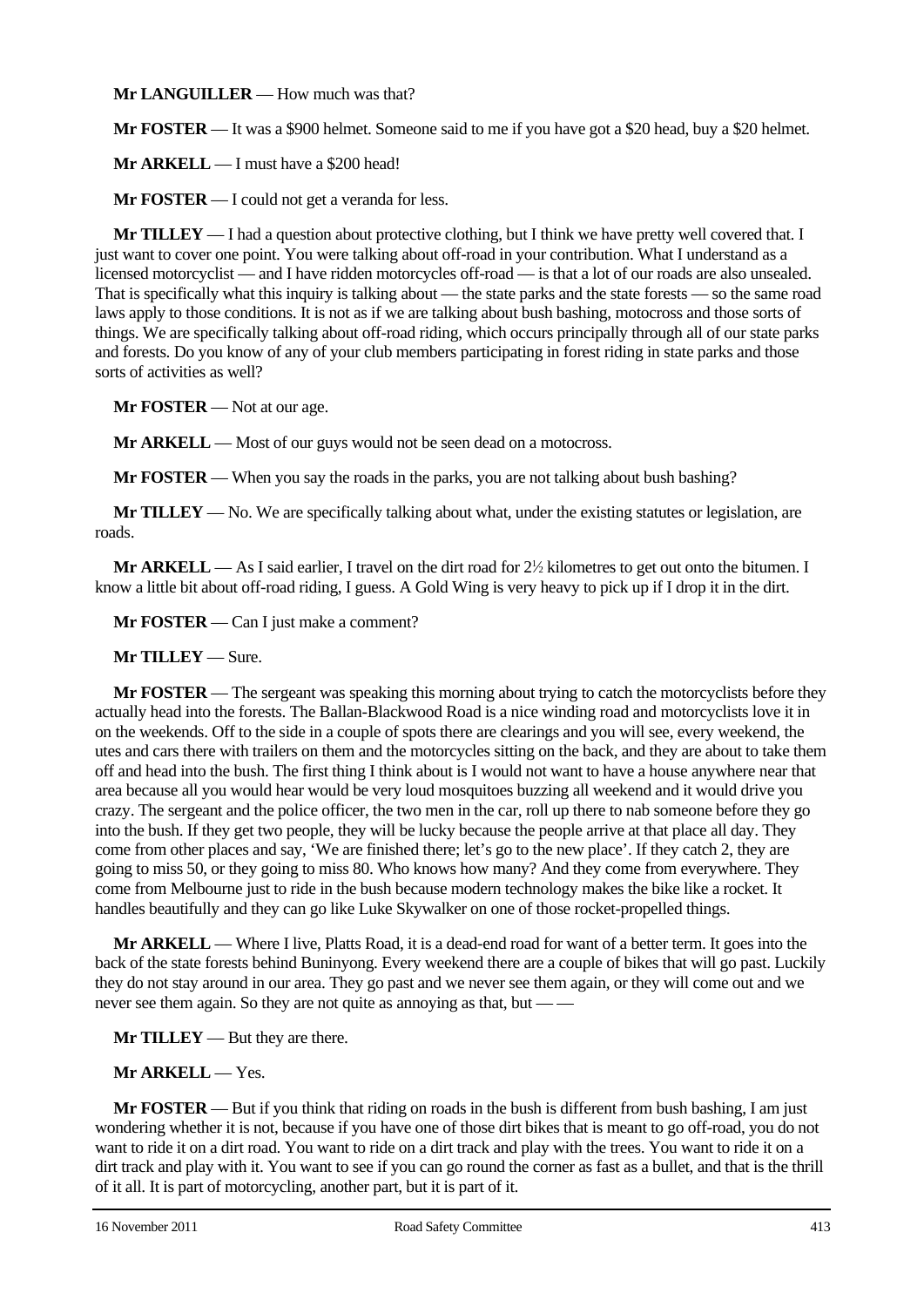**Mr LANGUILLER** — How much was that?

**Mr FOSTER** — It was a $900 helmet. Someone said to me if you have got a $20 head, buy a $20 helmet.

**Mr ARKELL** — I must have a $200 head!

**Mr FOSTER** — I could not get a veranda for less.

**Mr TILLEY** — I had a question about protective clothing, but I think we have pretty well covered that. I just want to cover one point. You were talking about off-road in your contribution. What I understand as a licensed motorcyclist — and I have ridden motorcycles off-road — is that a lot of our roads are also unsealed. That is specifically what this inquiry is talking about — the state parks and the state forests — so the same road laws apply to those conditions. It is not as if we are talking about bush bashing, motocross and those sorts of things. We are specifically talking about off-road riding, which occurs principally through all of our state parks and forests. Do you know of any of your club members participating in forest riding in state parks and those sorts of activities as well?

**Mr FOSTER** — Not at our age.

**Mr ARKELL** — Most of our guys would not be seen dead on a motocross.

**Mr FOSTER** — When you say the roads in the parks, you are not talking about bush bashing?

**Mr TILLEY** — No. We are specifically talking about what, under the existing statutes or legislation, are roads.

**Mr ARKELL** — As I said earlier, I travel on the dirt road for 2½ kilometres to get out onto the bitumen. I know a little bit about off-road riding, I guess. A Gold Wing is very heavy to pick up if I drop it in the dirt.

**Mr FOSTER** — Can I just make a comment?

**Mr TILLEY** — Sure.

**Mr FOSTER** — The sergeant was speaking this morning about trying to catch the motorcyclists before they actually head into the forests. The Ballan-Blackwood Road is a nice winding road and motorcyclists love it in on the weekends. Off to the side in a couple of spots there are clearings and you will see, every weekend, the utes and cars there with trailers on them and the motorcycles sitting on the back, and they are about to take them off and head into the bush. The first thing I think about is I would not want to have a house anywhere near that area because all you would hear would be very loud mosquitoes buzzing all weekend and it would drive you crazy. The sergeant and the police officer, the two men in the car, roll up there to nab someone before they go into the bush. If they get two people, they will be lucky because the people arrive at that place all day. They come from other places and say, 'We are finished there; let's go to the new place'. If they catch 2, they are going to miss 50, or they going to miss 80. Who knows how many? And they come from everywhere. They come from Melbourne just to ride in the bush because modern technology makes the bike like a rocket. It handles beautifully and they can go like Luke Skywalker on one of those rocket-propelled things.

**Mr ARKELL** — Where I live, Platts Road, it is a dead-end road for want of a better term. It goes into the back of the state forests behind Buninyong. Every weekend there are a couple of bikes that will go past. Luckily they do not stay around in our area. They go past and we never see them again, or they will come out and we never see them again. So they are not quite as annoying as that, but — —

**Mr TILLEY** — But they are there.

**Mr ARKELL** — Yes.

**Mr FOSTER** — But if you think that riding on roads in the bush is different from bush bashing, I am just wondering whether it is not, because if you have one of those dirt bikes that is meant to go off-road, you do not want to ride it on a dirt road. You want to ride on a dirt track and play with the trees. You want to ride it on a dirt track and play with it. You want to see if you can go round the corner as fast as a bullet, and that is the thrill of it all. It is part of motorcycling, another part, but it is part of it.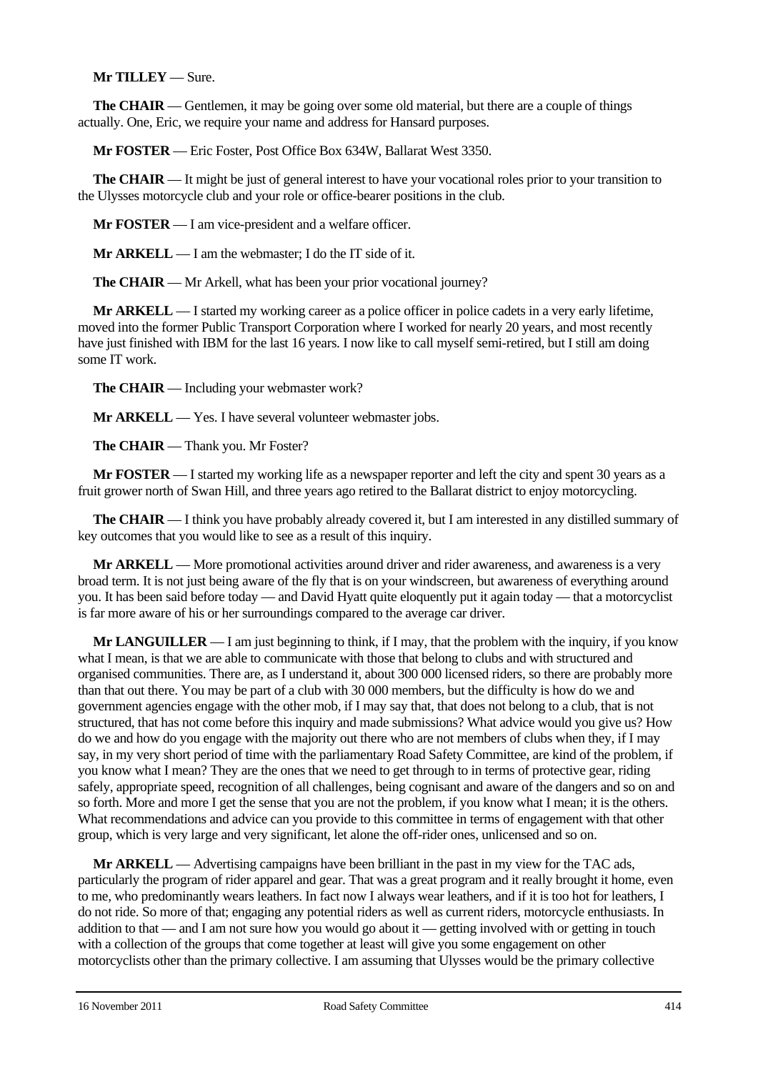**Mr TILLEY** — Sure.

**The CHAIR** — Gentlemen, it may be going over some old material, but there are a couple of things actually. One, Eric, we require your name and address for Hansard purposes.

**Mr FOSTER** — Eric Foster, Post Office Box 634W, Ballarat West 3350.

**The CHAIR** — It might be just of general interest to have your vocational roles prior to your transition to the Ulysses motorcycle club and your role or office-bearer positions in the club.

**Mr FOSTER** — I am vice-president and a welfare officer.

**Mr ARKELL** — I am the webmaster; I do the IT side of it.

**The CHAIR** — Mr Arkell, what has been your prior vocational journey?

**Mr ARKELL** — I started my working career as a police officer in police cadets in a very early lifetime, moved into the former Public Transport Corporation where I worked for nearly 20 years, and most recently have just finished with IBM for the last 16 years. I now like to call myself semi-retired, but I still am doing some IT work.

**The CHAIR** — Including your webmaster work?

**Mr ARKELL** — Yes. I have several volunteer webmaster jobs.

**The CHAIR** — Thank you. Mr Foster?

**Mr FOSTER** — I started my working life as a newspaper reporter and left the city and spent 30 years as a fruit grower north of Swan Hill, and three years ago retired to the Ballarat district to enjoy motorcycling.

**The CHAIR** — I think you have probably already covered it, but I am interested in any distilled summary of key outcomes that you would like to see as a result of this inquiry.

**Mr ARKELL** — More promotional activities around driver and rider awareness, and awareness is a very broad term. It is not just being aware of the fly that is on your windscreen, but awareness of everything around you. It has been said before today — and David Hyatt quite eloquently put it again today — that a motorcyclist is far more aware of his or her surroundings compared to the average car driver.

**Mr LANGUILLER** — I am just beginning to think, if I may, that the problem with the inquiry, if you know what I mean, is that we are able to communicate with those that belong to clubs and with structured and organised communities. There are, as I understand it, about 300 000 licensed riders, so there are probably more than that out there. You may be part of a club with 30 000 members, but the difficulty is how do we and government agencies engage with the other mob, if I may say that, that does not belong to a club, that is not structured, that has not come before this inquiry and made submissions? What advice would you give us? How do we and how do you engage with the majority out there who are not members of clubs when they, if I may say, in my very short period of time with the parliamentary Road Safety Committee, are kind of the problem, if you know what I mean? They are the ones that we need to get through to in terms of protective gear, riding safely, appropriate speed, recognition of all challenges, being cognisant and aware of the dangers and so on and so forth. More and more I get the sense that you are not the problem, if you know what I mean; it is the others. What recommendations and advice can you provide to this committee in terms of engagement with that other group, which is very large and very significant, let alone the off-rider ones, unlicensed and so on.

**Mr ARKELL** — Advertising campaigns have been brilliant in the past in my view for the TAC ads, particularly the program of rider apparel and gear. That was a great program and it really brought it home, even to me, who predominantly wears leathers. In fact now I always wear leathers, and if it is too hot for leathers, I do not ride. So more of that; engaging any potential riders as well as current riders, motorcycle enthusiasts. In addition to that — and I am not sure how you would go about it — getting involved with or getting in touch with a collection of the groups that come together at least will give you some engagement on other motorcyclists other than the primary collective. I am assuming that Ulysses would be the primary collective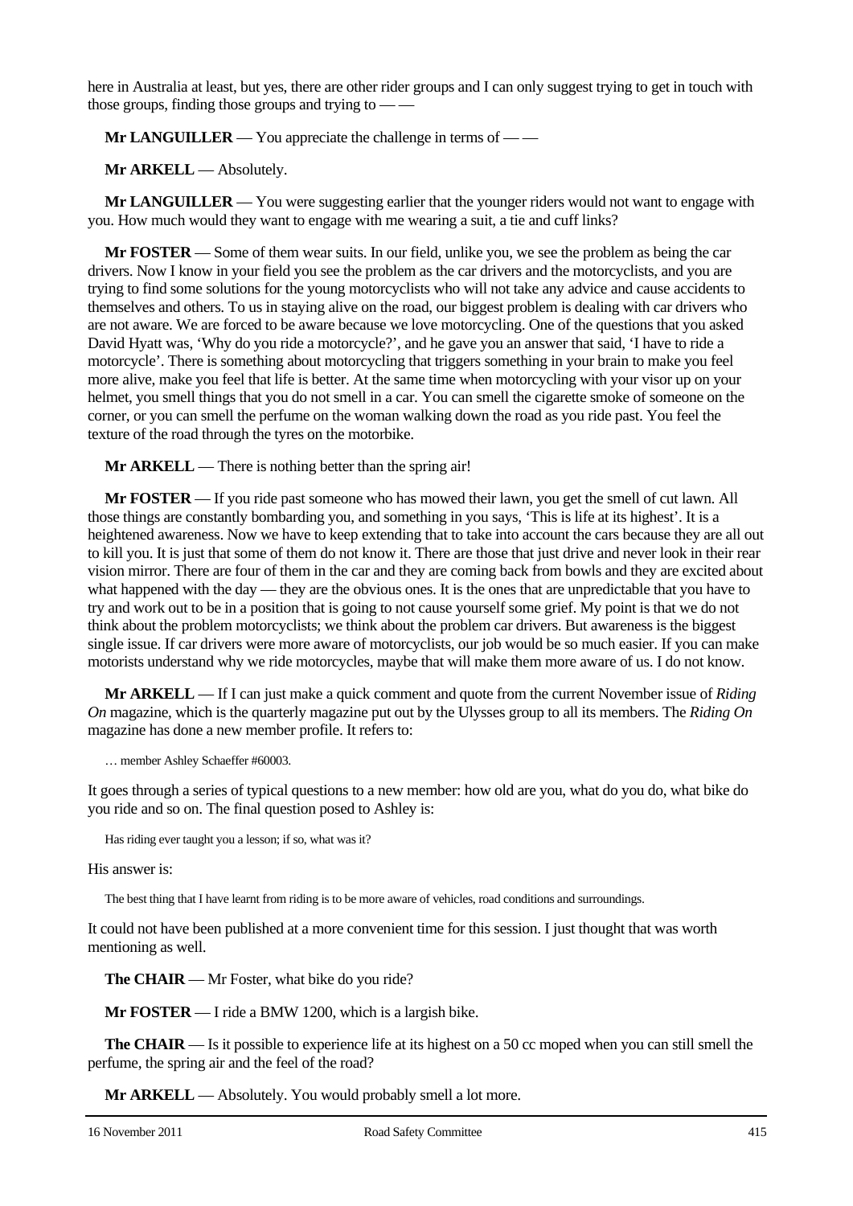here in Australia at least, but yes, there are other rider groups and I can only suggest trying to get in touch with those groups, finding those groups and trying to — —

**Mr LANGUILLER** — You appreciate the challenge in terms of — —

**Mr ARKELL** — Absolutely.

**Mr LANGUILLER** — You were suggesting earlier that the younger riders would not want to engage with you. How much would they want to engage with me wearing a suit, a tie and cuff links?

**Mr FOSTER** — Some of them wear suits. In our field, unlike you, we see the problem as being the car drivers. Now I know in your field you see the problem as the car drivers and the motorcyclists, and you are trying to find some solutions for the young motorcyclists who will not take any advice and cause accidents to themselves and others. To us in staying alive on the road, our biggest problem is dealing with car drivers who are not aware. We are forced to be aware because we love motorcycling. One of the questions that you asked David Hyatt was, 'Why do you ride a motorcycle?', and he gave you an answer that said, 'I have to ride a motorcycle'. There is something about motorcycling that triggers something in your brain to make you feel more alive, make you feel that life is better. At the same time when motorcycling with your visor up on your helmet, you smell things that you do not smell in a car. You can smell the cigarette smoke of someone on the corner, or you can smell the perfume on the woman walking down the road as you ride past. You feel the texture of the road through the tyres on the motorbike.

**Mr ARKELL** — There is nothing better than the spring air!

**Mr FOSTER** — If you ride past someone who has mowed their lawn, you get the smell of cut lawn. All those things are constantly bombarding you, and something in you says, 'This is life at its highest'. It is a heightened awareness. Now we have to keep extending that to take into account the cars because they are all out to kill you. It is just that some of them do not know it. There are those that just drive and never look in their rear vision mirror. There are four of them in the car and they are coming back from bowls and they are excited about what happened with the day — they are the obvious ones. It is the ones that are unpredictable that you have to try and work out to be in a position that is going to not cause yourself some grief. My point is that we do not think about the problem motorcyclists; we think about the problem car drivers. But awareness is the biggest single issue. If car drivers were more aware of motorcyclists, our job would be so much easier. If you can make motorists understand why we ride motorcycles, maybe that will make them more aware of us. I do not know.

**Mr ARKELL** — If I can just make a quick comment and quote from the current November issue of *Riding On* magazine, which is the quarterly magazine put out by the Ulysses group to all its members. The *Riding On* magazine has done a new member profile. It refers to:

> … member Ashley Schaeffer #60003.

It goes through a series of typical questions to a new member: how old are you, what do you do, what bike do you ride and so on. The final question posed to Ashley is:

> Has riding ever taught you a lesson; if so, what was it?

His answer is:

> The best thing that I have learnt from riding is to be more aware of vehicles, road conditions and surroundings.

It could not have been published at a more convenient time for this session. I just thought that was worth mentioning as well.

**The CHAIR** — Mr Foster, what bike do you ride?

**Mr FOSTER** — I ride a BMW 1200, which is a largish bike.

**The CHAIR** — Is it possible to experience life at its highest on a 50 cc moped when you can still smell the perfume, the spring air and the feel of the road?

**Mr ARKELL** — Absolutely. You would probably smell a lot more.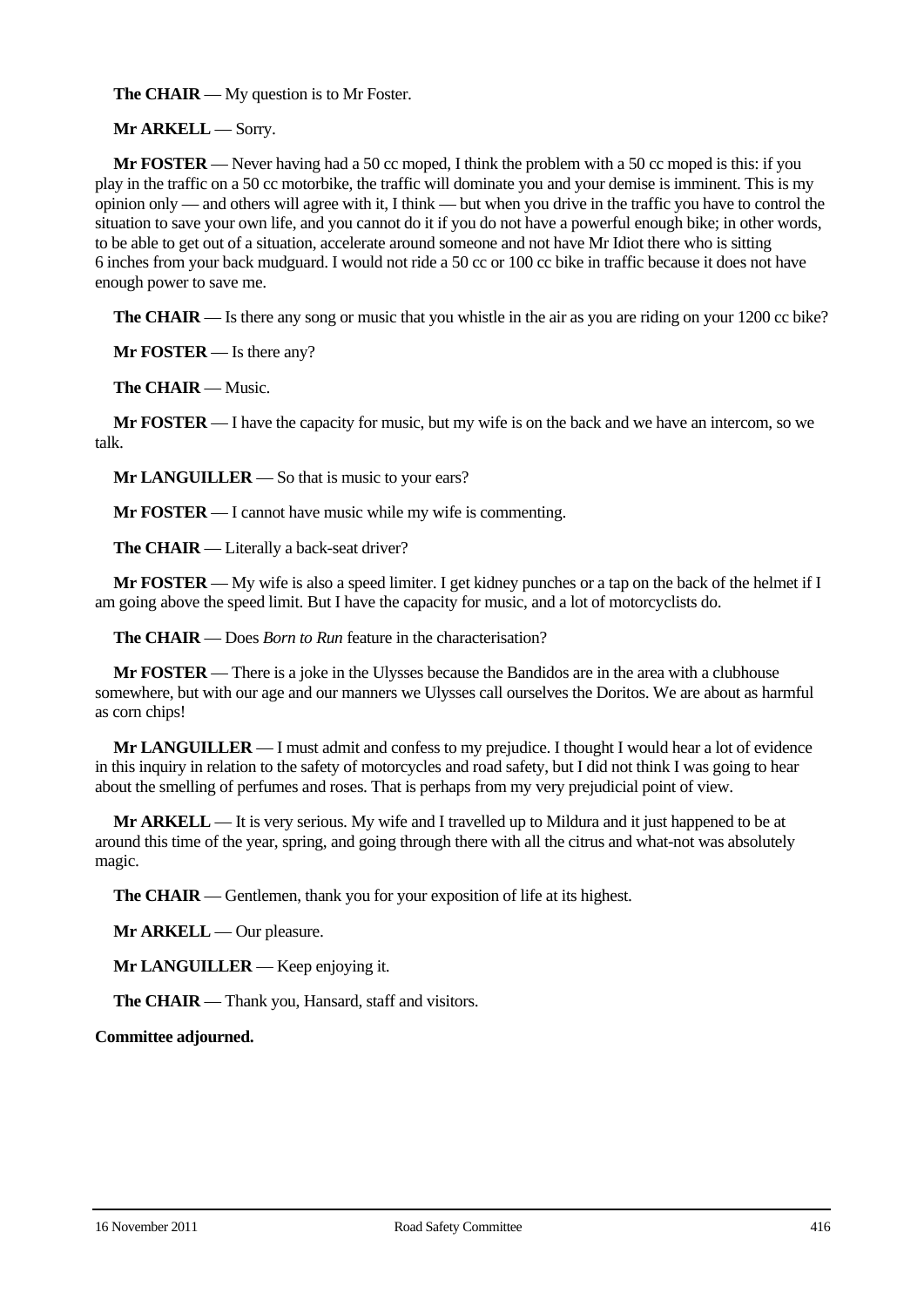**The CHAIR** — My question is to Mr Foster.

**Mr ARKELL** — Sorry.

**Mr FOSTER** — Never having had a 50 cc moped, I think the problem with a 50 cc moped is this: if you play in the traffic on a 50 cc motorbike, the traffic will dominate you and your demise is imminent. This is my opinion only — and others will agree with it, I think — but when you drive in the traffic you have to control the situation to save your own life, and you cannot do it if you do not have a powerful enough bike; in other words, to be able to get out of a situation, accelerate around someone and not have Mr Idiot there who is sitting 6 inches from your back mudguard. I would not ride a 50 cc or 100 cc bike in traffic because it does not have enough power to save me.

**The CHAIR** — Is there any song or music that you whistle in the air as you are riding on your 1200 cc bike?

**Mr FOSTER** — Is there any?

**The CHAIR** — Music.

**Mr FOSTER** — I have the capacity for music, but my wife is on the back and we have an intercom, so we talk.

**Mr LANGUILLER** — So that is music to your ears?

**Mr FOSTER** — I cannot have music while my wife is commenting.

**The CHAIR** — Literally a back-seat driver?

**Mr FOSTER** — My wife is also a speed limiter. I get kidney punches or a tap on the back of the helmet if I am going above the speed limit. But I have the capacity for music, and a lot of motorcyclists do.

**The CHAIR** — Does *Born to Run* feature in the characterisation?

**Mr FOSTER** — There is a joke in the Ulysses because the Bandidos are in the area with a clubhouse somewhere, but with our age and our manners we Ulysses call ourselves the Doritos. We are about as harmful as corn chips!

**Mr LANGUILLER** — I must admit and confess to my prejudice. I thought I would hear a lot of evidence in this inquiry in relation to the safety of motorcycles and road safety, but I did not think I was going to hear about the smelling of perfumes and roses. That is perhaps from my very prejudicial point of view.

**Mr ARKELL** — It is very serious. My wife and I travelled up to Mildura and it just happened to be at around this time of the year, spring, and going through there with all the citrus and what-not was absolutely magic.

**The CHAIR** — Gentlemen, thank you for your exposition of life at its highest.

**Mr ARKELL** — Our pleasure.

**Mr LANGUILLER** — Keep enjoying it.

**The CHAIR** — Thank you, Hansard, staff and visitors.

**Committee adjourned.**